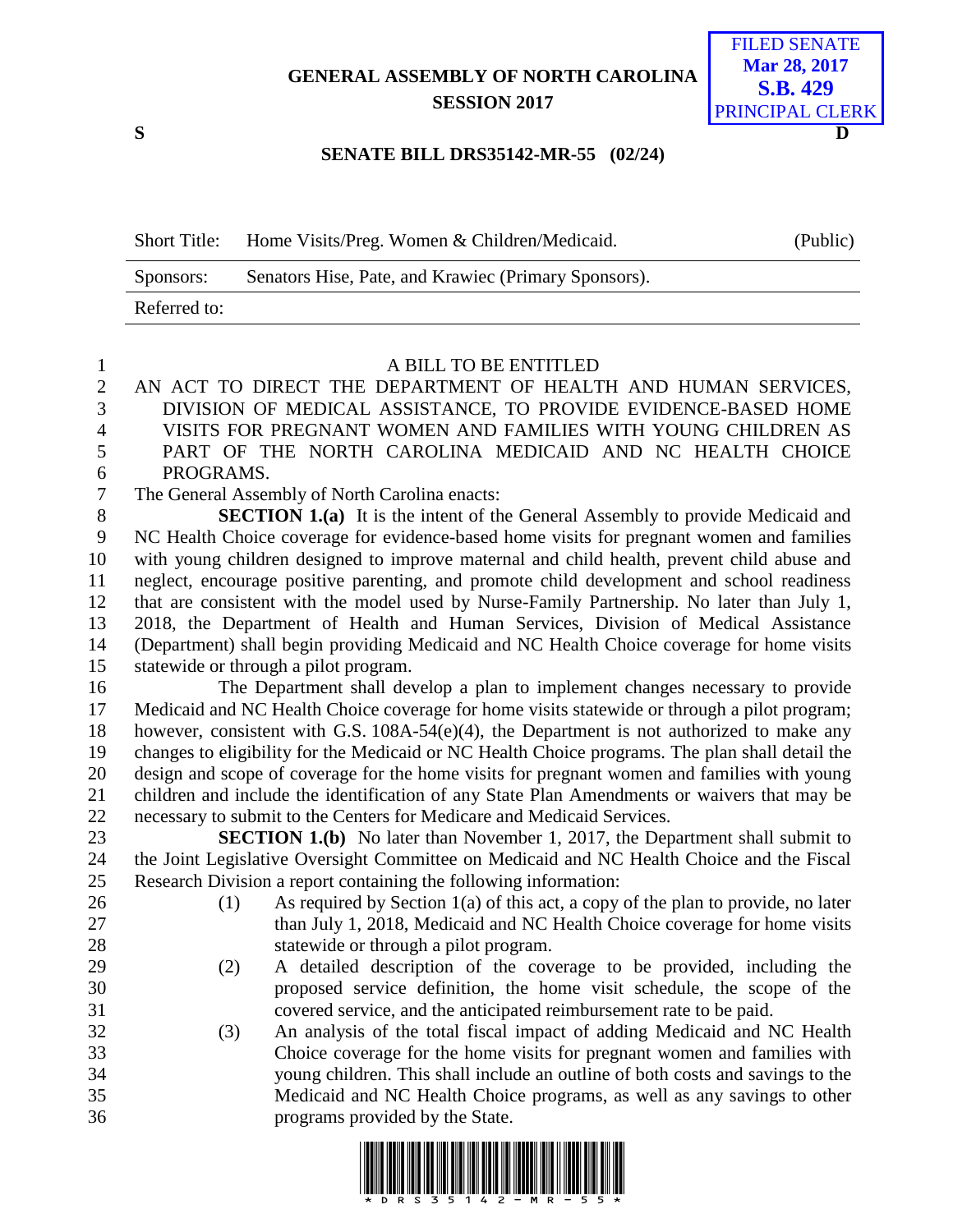# GENERAL ASSEMBLY OF NORTH CAROLINA
## SESSION 2017

FILED SENATE
Mar 28, 2017
S.B. 429
PRINCIPAL CLERK

S D

## SENATE BILL DRS35142-MR-55 (02/24)

| Short Title: | Home Visits/Preg. Women & Children/Medicaid. | (Public) |
| --- | --- | --- |
| Sponsors: | Senators Hise, Pate, and Krawiec (Primary Sponsors). | |
| Referred to: | | |

A BILL TO BE ENTITLED

AN ACT TO DIRECT THE DEPARTMENT OF HEALTH AND HUMAN SERVICES, DIVISION OF MEDICAL ASSISTANCE, TO PROVIDE EVIDENCE-BASED HOME VISITS FOR PREGNANT WOMEN AND FAMILIES WITH YOUNG CHILDREN AS PART OF THE NORTH CAROLINA MEDICAID AND NC HEALTH CHOICE PROGRAMS.

The General Assembly of North Carolina enacts:

**SECTION 1.(a)** It is the intent of the General Assembly to provide Medicaid and NC Health Choice coverage for evidence-based home visits for pregnant women and families with young children designed to improve maternal and child health, prevent child abuse and neglect, encourage positive parenting, and promote child development and school readiness that are consistent with the model used by Nurse-Family Partnership. No later than July 1, 2018, the Department of Health and Human Services, Division of Medical Assistance (Department) shall begin providing Medicaid and NC Health Choice coverage for home visits statewide or through a pilot program.

The Department shall develop a plan to implement changes necessary to provide Medicaid and NC Health Choice coverage for home visits statewide or through a pilot program; however, consistent with G.S. 108A-54(e)(4), the Department is not authorized to make any changes to eligibility for the Medicaid or NC Health Choice programs. The plan shall detail the design and scope of coverage for the home visits for pregnant women and families with young children and include the identification of any State Plan Amendments or waivers that may be necessary to submit to the Centers for Medicare and Medicaid Services.

**SECTION 1.(b)** No later than November 1, 2017, the Department shall submit to the Joint Legislative Oversight Committee on Medicaid and NC Health Choice and the Fiscal Research Division a report containing the following information:

(1) As required by Section 1(a) of this act, a copy of the plan to provide, no later than July 1, 2018, Medicaid and NC Health Choice coverage for home visits statewide or through a pilot program.

(2) A detailed description of the coverage to be provided, including the proposed service definition, the home visit schedule, the scope of the covered service, and the anticipated reimbursement rate to be paid.

(3) An analysis of the total fiscal impact of adding Medicaid and NC Health Choice coverage for the home visits for pregnant women and families with young children. This shall include an outline of both costs and savings to the Medicaid and NC Health Choice programs, as well as any savings to other programs provided by the State.

\* D R S 3 5 1 4 2 - M R - 5 5 \*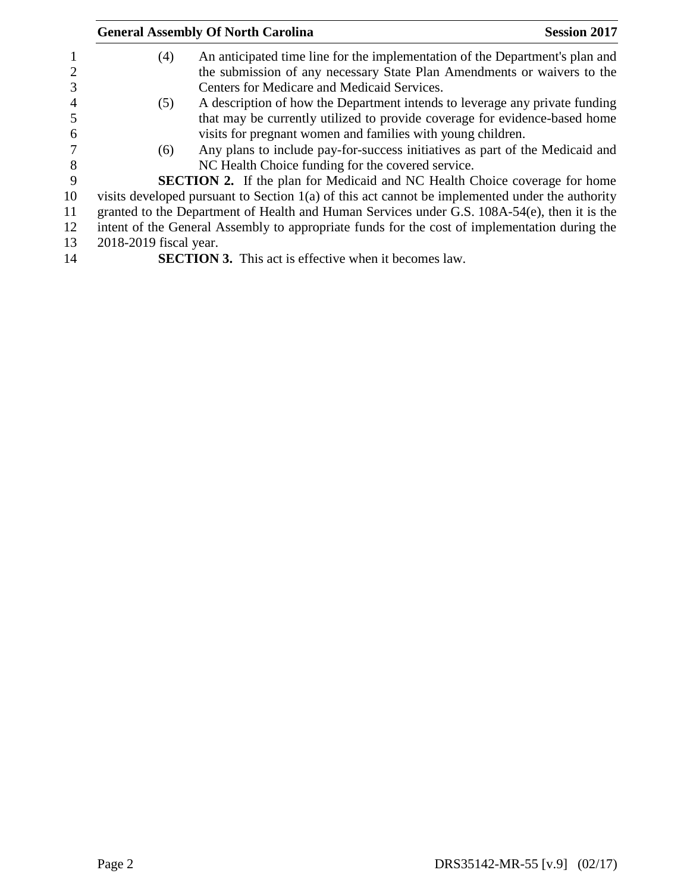(4) An anticipated time line for the implementation of the Department's plan and the submission of any necessary State Plan Amendments or waivers to the Centers for Medicare and Medicaid Services.

(5) A description of how the Department intends to leverage any private funding that may be currently utilized to provide coverage for evidence-based home visits for pregnant women and families with young children.

(6) Any plans to include pay-for-success initiatives as part of the Medicaid and NC Health Choice funding for the covered service.

**SECTION 2.** If the plan for Medicaid and NC Health Choice coverage for home visits developed pursuant to Section 1(a) of this act cannot be implemented under the authority granted to the Department of Health and Human Services under G.S. 108A-54(e), then it is the intent of the General Assembly to appropriate funds for the cost of implementation during the 2018-2019 fiscal year.

**SECTION 3.** This act is effective when it becomes law.